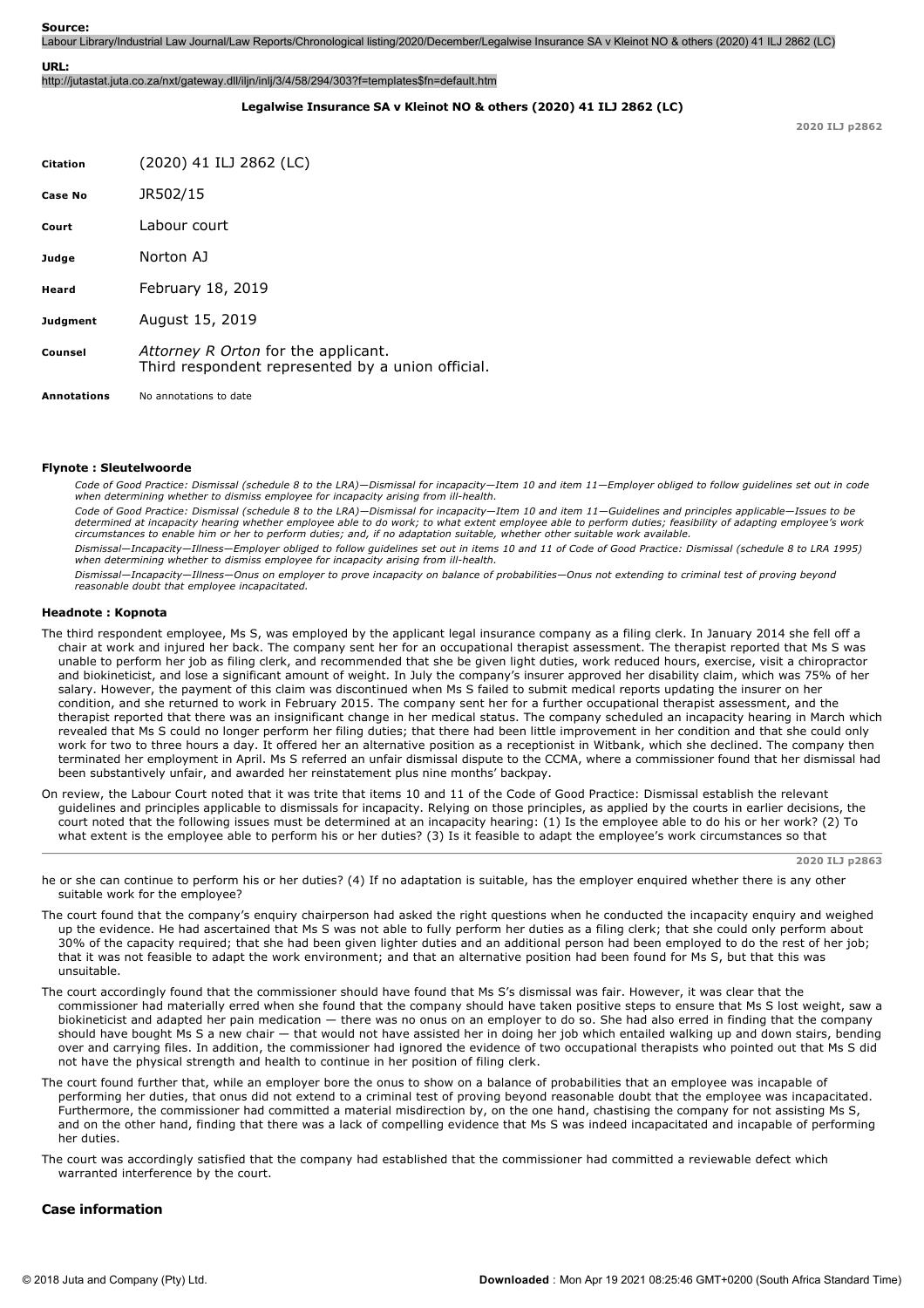**Source:**
Labour Library/Industrial Law Journal/Law Reports/Chronological listing/2020/December/Legalwise Insurance SA v Kleinot NO & others (2020) 41 ILJ 2862 (LC)

**URL:**
http://jutastat.juta.co.za/nxt/gateway.dll/iljn/inlj/3/4/58/294/303?f=templates$fn=default.htm

**Legalwise Insurance SA v Kleinot NO & others (2020) 41 ILJ 2862 (LC)**

2020 ILJ p2862

| | |
|---|---|
| **Citation** | (2020) 41 ILJ 2862 (LC) |
| **Case No** | JR502/15 |
| **Court** | Labour court |
| **Judge** | Norton AJ |
| **Heard** | February 18, 2019 |
| **Judgment** | August 15, 2019 |
| **Counsel** | *Attorney R Orton* for the applicant. Third respondent represented by a union official. |
| **Annotations** | No annotations to date |

### Flynote : Sleutelwoorde

*Code of Good Practice: Dismissal (schedule 8 to the LRA)—Dismissal for incapacity—Item 10 and item 11—Employer obliged to follow guidelines set out in code when determining whether to dismiss employee for incapacity arising from ill-health.*

*Code of Good Practice: Dismissal (schedule 8 to the LRA)—Dismissal for incapacity—Item 10 and item 11—Guidelines and principles applicable—Issues to be determined at incapacity hearing whether employee able to do work; to what extent employee able to perform duties; feasibility of adapting employee's work circumstances to enable him or her to perform duties; and, if no adaptation suitable, whether other suitable work available.*

*Dismissal—Incapacity—Illness—Employer obliged to follow guidelines set out in items 10 and 11 of Code of Good Practice: Dismissal (schedule 8 to LRA 1995) when determining whether to dismiss employee for incapacity arising from ill-health.*

*Dismissal—Incapacity—Illness—Onus on employer to prove incapacity on balance of probabilities—Onus not extending to criminal test of proving beyond reasonable doubt that employee incapacitated.*

### Headnote : Kopnota

The third respondent employee, Ms S, was employed by the applicant legal insurance company as a filing clerk. In January 2014 she fell off a chair at work and injured her back. The company sent her for an occupational therapist assessment. The therapist reported that Ms S was unable to perform her job as filing clerk, and recommended that she be given light duties, work reduced hours, exercise, visit a chiropractor and biokineticist, and lose a significant amount of weight. In July the company's insurer approved her disability claim, which was 75% of her salary. However, the payment of this claim was discontinued when Ms S failed to submit medical reports updating the insurer on her condition, and she returned to work in February 2015. The company sent her for a further occupational therapist assessment, and the therapist reported that there was an insignificant change in her medical status. The company scheduled an incapacity hearing in March which revealed that Ms S could no longer perform her filing duties; that there had been little improvement in her condition and that she could only work for two to three hours a day. It offered her an alternative position as a receptionist in Witbank, which she declined. The company then terminated her employment in April. Ms S referred an unfair dismissal dispute to the CCMA, where a commissioner found that her dismissal had been substantively unfair, and awarded her reinstatement plus nine months' backpay.

On review, the Labour Court noted that it was trite that items 10 and 11 of the Code of Good Practice: Dismissal establish the relevant guidelines and principles applicable to dismissals for incapacity. Relying on those principles, as applied by the courts in earlier decisions, the court noted that the following issues must be determined at an incapacity hearing: (1) Is the employee able to do his or her work? (2) To what extent is the employee able to perform his or her duties? (3) Is it feasible to adapt the employee's work circumstances so that

2020 ILJ p2863

he or she can continue to perform his or her duties? (4) If no adaptation is suitable, has the employer enquired whether there is any other suitable work for the employee?

The court found that the company's enquiry chairperson had asked the right questions when he conducted the incapacity enquiry and weighed up the evidence. He had ascertained that Ms S was not able to fully perform her duties as a filing clerk; that she could only perform about 30% of the capacity required; that she had been given lighter duties and an additional person had been employed to do the rest of her job; that it was not feasible to adapt the work environment; and that an alternative position had been found for Ms S, but that this was unsuitable.

The court accordingly found that the commissioner should have found that Ms S's dismissal was fair. However, it was clear that the commissioner had materially erred when she found that the company should have taken positive steps to ensure that Ms S lost weight, saw a biokineticist and adapted her pain medication — there was no onus on an employer to do so. She had also erred in finding that the company should have bought Ms S a new chair — that would not have assisted her in doing her job which entailed walking up and down stairs, bending over and carrying files. In addition, the commissioner had ignored the evidence of two occupational therapists who pointed out that Ms S did not have the physical strength and health to continue in her position of filing clerk.

The court found further that, while an employer bore the onus to show on a balance of probabilities that an employee was incapable of performing her duties, that onus did not extend to a criminal test of proving beyond reasonable doubt that the employee was incapacitated. Furthermore, the commissioner had committed a material misdirection by, on the one hand, chastising the company for not assisting Ms S, and on the other hand, finding that there was a lack of compelling evidence that Ms S was indeed incapacitated and incapable of performing her duties.

The court was accordingly satisfied that the company had established that the commissioner had committed a reviewable defect which warranted interference by the court.

## Case information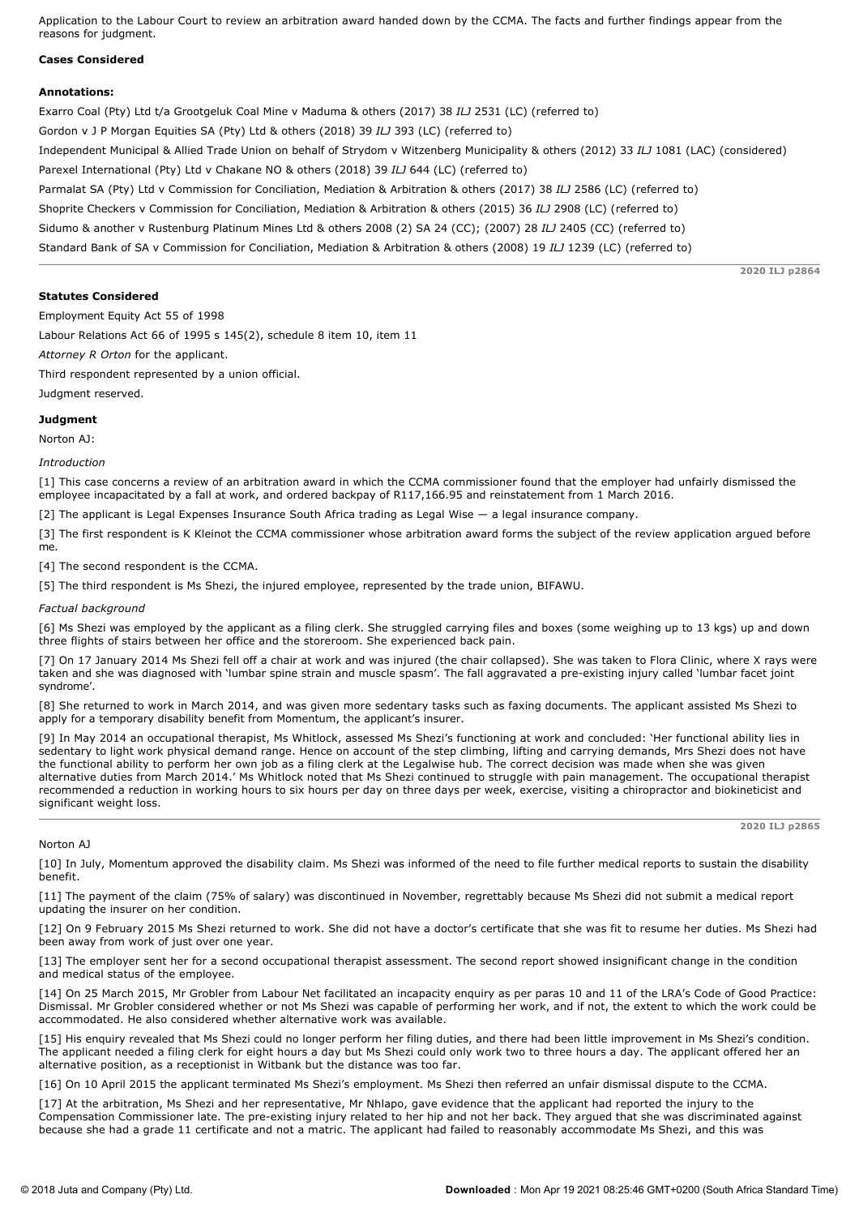Application to the Labour Court to review an arbitration award handed down by the CCMA. The facts and further findings appear from the reasons for judgment.

**Cases Considered**

**Annotations:**

Exxaro Coal (Pty) Ltd t/a Grootgeluk Coal Mine v Maduma & others (2017) 38 *ILJ* 2531 (LC) (referred to)

Gordon v J P Morgan Equities SA (Pty) Ltd & others (2018) 39 *ILJ* 393 (LC) (referred to)

Independent Municipal & Allied Trade Union on behalf of Strydom v Witzenberg Municipality & others (2012) 33 *ILJ* 1081 (LAC) (considered)

Parexel International (Pty) Ltd v Chakane NO & others (2018) 39 *ILJ* 644 (LC) (referred to)

Parmalat SA (Pty) Ltd v Commission for Conciliation, Mediation & Arbitration & others (2017) 38 *ILJ* 2586 (LC) (referred to)

Shoprite Checkers v Commission for Conciliation, Mediation & Arbitration & others (2015) 36 *ILJ* 2908 (LC) (referred to)

Sidumo & another v Rustenburg Platinum Mines Ltd & others 2008 (2) SA 24 (CC); (2007) 28 *ILJ* 2405 (CC) (referred to)

Standard Bank of SA v Commission for Conciliation, Mediation & Arbitration & others (2008) 19 *ILJ* 1239 (LC) (referred to)

**Statutes Considered**

Employment Equity Act 55 of 1998

Labour Relations Act 66 of 1995 s 145(2), schedule 8 item 10, item 11

*Attorney R Orton* for the applicant.

Third respondent represented by a union official.

Judgment reserved.

**Judgment**

Norton AJ:

*Introduction*

[1] This case concerns a review of an arbitration award in which the CCMA commissioner found that the employer had unfairly dismissed the employee incapacitated by a fall at work, and ordered backpay of R117,166.95 and reinstatement from 1 March 2016.

[2] The applicant is Legal Expenses Insurance South Africa trading as Legal Wise — a legal insurance company.

[3] The first respondent is K Kleinot the CCMA commissioner whose arbitration award forms the subject of the review application argued before me.

[4] The second respondent is the CCMA.

[5] The third respondent is Ms Shezi, the injured employee, represented by the trade union, BIFAWU.

*Factual background*

[6] Ms Shezi was employed by the applicant as a filing clerk. She struggled carrying files and boxes (some weighing up to 13 kgs) up and down three flights of stairs between her office and the storeroom. She experienced back pain.

[7] On 17 January 2014 Ms Shezi fell off a chair at work and was injured (the chair collapsed). She was taken to Flora Clinic, where X rays were taken and she was diagnosed with 'lumbar spine strain and muscle spasm'. The fall aggravated a pre-existing injury called 'lumbar facet joint syndrome'.

[8] She returned to work in March 2014, and was given more sedentary tasks such as faxing documents. The applicant assisted Ms Shezi to apply for a temporary disability benefit from Momentum, the applicant's insurer.

[9] In May 2014 an occupational therapist, Ms Whitlock, assessed Ms Shezi's functioning at work and concluded: 'Her functional ability lies in sedentary to light work physical demand range. Hence on account of the step climbing, lifting and carrying demands, Mrs Shezi does not have the functional ability to perform her own job as a filing clerk at the Legalwise hub. The correct decision was made when she was given alternative duties from March 2014.' Ms Whitlock noted that Ms Shezi continued to struggle with pain management. The occupational therapist recommended a reduction in working hours to six hours per day on three days per week, exercise, visiting a chiropractor and biokineticist and significant weight loss.

[10] In July, Momentum approved the disability claim. Ms Shezi was informed of the need to file further medical reports to sustain the disability benefit.

[11] The payment of the claim (75% of salary) was discontinued in November, regrettably because Ms Shezi did not submit a medical report updating the insurer on her condition.

[12] On 9 February 2015 Ms Shezi returned to work. She did not have a doctor's certificate that she was fit to resume her duties. Ms Shezi had been away from work of just over one year.

[13] The employer sent her for a second occupational therapist assessment. The second report showed insignificant change in the condition and medical status of the employee.

[14] On 25 March 2015, Mr Grobler from Labour Net facilitated an incapacity enquiry as per paras 10 and 11 of the LRA's Code of Good Practice: Dismissal. Mr Grobler considered whether or not Ms Shezi was capable of performing her work, and if not, the extent to which the work could be accommodated. He also considered whether alternative work was available.

[15] His enquiry revealed that Ms Shezi could no longer perform her filing duties, and there had been little improvement in Ms Shezi's condition. The applicant needed a filing clerk for eight hours a day but Ms Shezi could only work two to three hours a day. The applicant offered her an alternative position, as a receptionist in Witbank but the distance was too far.

[16] On 10 April 2015 the applicant terminated Ms Shezi's employment. Ms Shezi then referred an unfair dismissal dispute to the CCMA.

[17] At the arbitration, Ms Shezi and her representative, Mr Nhlapo, gave evidence that the applicant had reported the injury to the Compensation Commissioner late. The pre-existing injury related to her hip and not her back. They argued that she was discriminated against because she had a grade 11 certificate and not a matric. The applicant had failed to reasonably accommodate Ms Shezi, and this was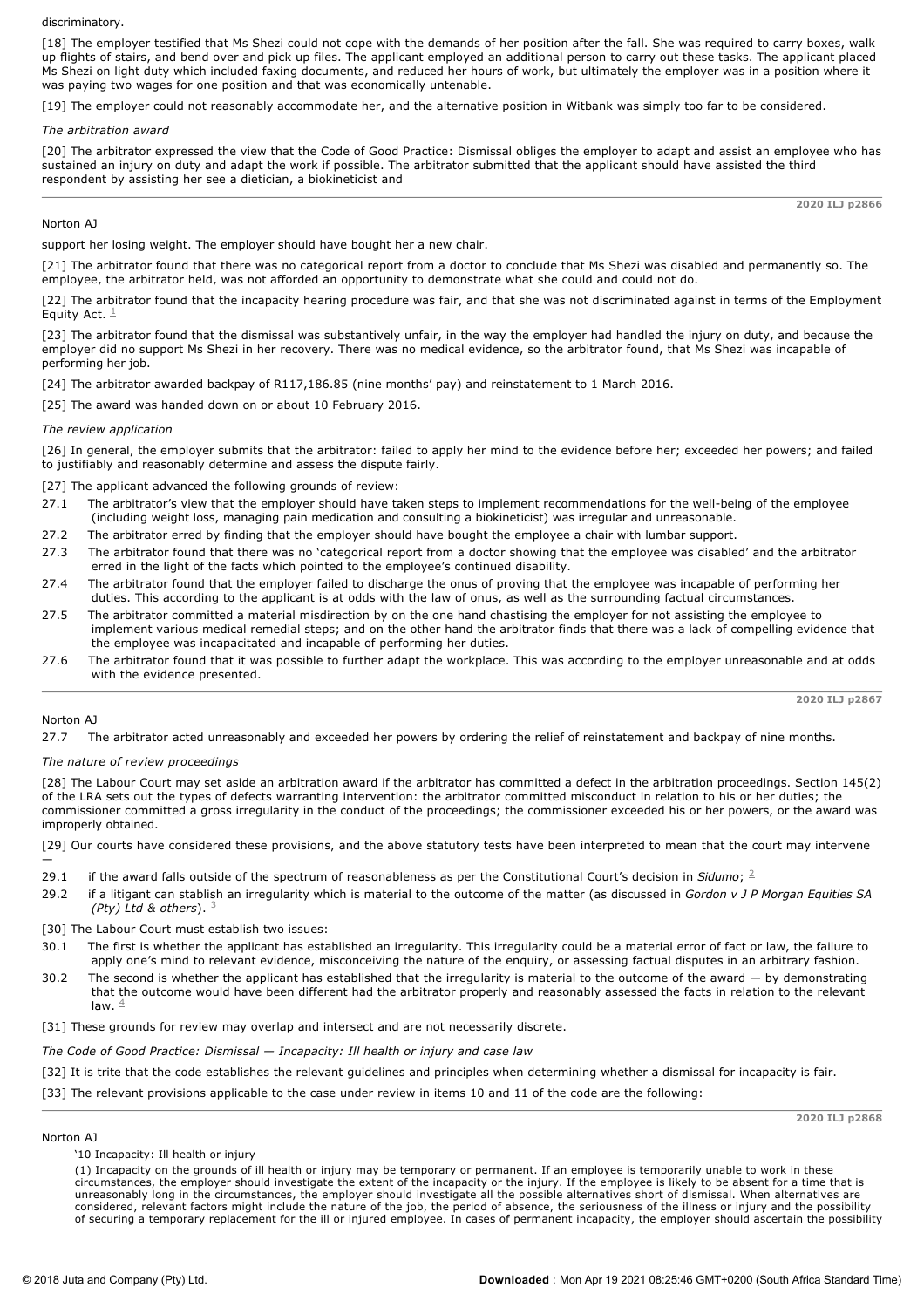discriminatory.

[18] The employer testified that Ms Shezi could not cope with the demands of her position after the fall. She was required to carry boxes, walk up flights of stairs, and bend over and pick up files. The applicant employed an additional person to carry out these tasks. The applicant placed Ms Shezi on light duty which included faxing documents, and reduced her hours of work, but ultimately the employer was in a position where it was paying two wages for one position and that was economically untenable.

[19] The employer could not reasonably accommodate her, and the alternative position in Witbank was simply too far to be considered.

*The arbitration award*

[20] The arbitrator expressed the view that the Code of Good Practice: Dismissal obliges the employer to adapt and assist an employee who has sustained an injury on duty and adapt the work if possible. The arbitrator submitted that the applicant should have assisted the third respondent by assisting her see a dietician, a biokineticist and support her losing weight. The employer should have bought her a new chair.

[21] The arbitrator found that there was no categorical report from a doctor to conclude that Ms Shezi was disabled and permanently so. The employee, the arbitrator held, was not afforded an opportunity to demonstrate what she could and could not do.

[22] The arbitrator found that the incapacity hearing procedure was fair, and that she was not discriminated against in terms of the Employment Equity Act. [1]

[23] The arbitrator found that the dismissal was substantively unfair, in the way the employer had handled the injury on duty, and because the employer did no support Ms Shezi in her recovery. There was no medical evidence, so the arbitrator found, that Ms Shezi was incapable of performing her job.

[24] The arbitrator awarded backpay of R117,186.85 (nine months' pay) and reinstatement to 1 March 2016.

[25] The award was handed down on or about 10 February 2016.

*The review application*

[26] In general, the employer submits that the arbitrator: failed to apply her mind to the evidence before her; exceeded her powers; and failed to justifiably and reasonably determine and assess the dispute fairly.

[27] The applicant advanced the following grounds of review:

27.1 The arbitrator's view that the employer should have taken steps to implement recommendations for the well-being of the employee (including weight loss, managing pain medication and consulting a biokineticist) was irregular and unreasonable.

27.2 The arbitrator erred by finding that the employer should have bought the employee a chair with lumbar support.

27.3 The arbitrator found that there was no 'categorical report from a doctor showing that the employee was disabled' and the arbitrator erred in the light of the facts which pointed to the employee's continued disability.

27.4 The arbitrator found that the employer failed to discharge the onus of proving that the employee was incapable of performing her duties. This according to the applicant is at odds with the law of onus, as well as the surrounding factual circumstances.

27.5 The arbitrator committed a material misdirection by on the one hand chastising the employer for not assisting the employee to implement various medical remedial steps; and on the other hand the arbitrator finds that there was a lack of compelling evidence that the employee was incapacitated and incapable of performing her duties.

27.6 The arbitrator found that it was possible to further adapt the workplace. This was according to the employer unreasonable and at odds with the evidence presented.

27.7 The arbitrator acted unreasonably and exceeded her powers by ordering the relief of reinstatement and backpay of nine months.

*The nature of review proceedings*

[28] The Labour Court may set aside an arbitration award if the arbitrator has committed a defect in the arbitration proceedings. Section 145(2) of the LRA sets out the types of defects warranting intervention: the arbitrator committed misconduct in relation to his or her duties; the commissioner committed a gross irregularity in the conduct of the proceedings; the commissioner exceeded his or her powers, or the award was improperly obtained.

[29] Our courts have considered these provisions, and the above statutory tests have been interpreted to mean that the court may intervene —

29.1 if the award falls outside of the spectrum of reasonableness as per the Constitutional Court's decision in *Sidumo*; [2]

29.2 if a litigant can stablish an irregularity which is material to the outcome of the matter (as discussed in *Gordon v J P Morgan Equities SA (Pty) Ltd & others*). [3]

[30] The Labour Court must establish two issues:

30.1 The first is whether the applicant has established an irregularity. This irregularity could be a material error of fact or law, the failure to apply one's mind to relevant evidence, misconceiving the nature of the enquiry, or assessing factual disputes in an arbitrary fashion.

30.2 The second is whether the applicant has established that the irregularity is material to the outcome of the award — by demonstrating that the outcome would have been different had the arbitrator properly and reasonably assessed the facts in relation to the relevant law. [4]

[31] These grounds for review may overlap and intersect and are not necessarily discrete.

*The Code of Good Practice: Dismissal — Incapacity: Ill health or injury and case law*

[32] It is trite that the code establishes the relevant guidelines and principles when determining whether a dismissal for incapacity is fair.

[33] The relevant provisions applicable to the case under review in items 10 and 11 of the code are the following:

> '10 Incapacity: Ill health or injury
>
> (1) Incapacity on the grounds of ill health or injury may be temporary or permanent. If an employee is temporarily unable to work in these circumstances, the employer should investigate the extent of the incapacity or the injury. If the employee is likely to be absent for a time that is unreasonably long in the circumstances, the employer should investigate all the possible alternatives short of dismissal. When alternatives are considered, relevant factors might include the nature of the job, the period of absence, the seriousness of the illness or injury and the possibility of securing a temporary replacement for the ill or injured employee. In cases of permanent incapacity, the employer should ascertain the possibility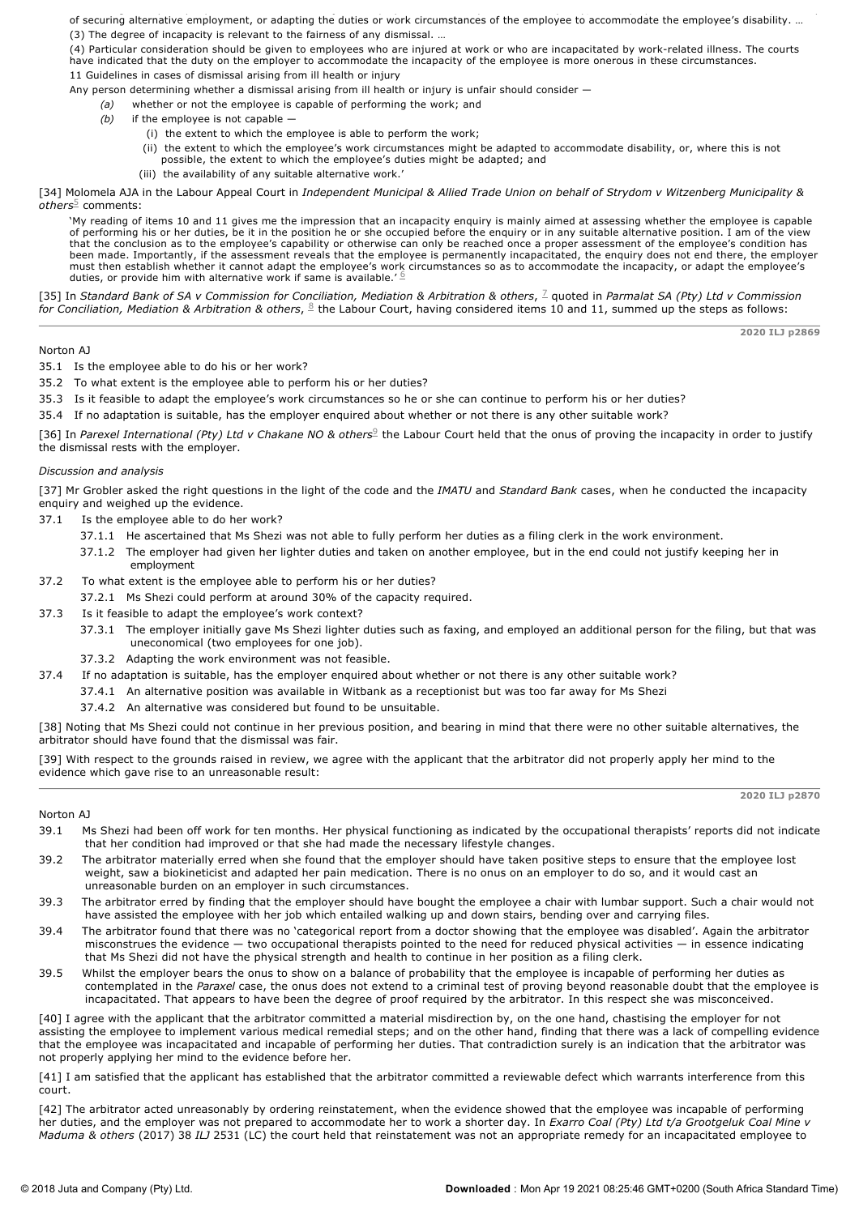of securing alternative employment, or adapting the duties or work circumstances of the employee to accommodate the employee's disability. …

(3) The degree of incapacity is relevant to the fairness of any dismissal. …

(4) Particular consideration should be given to employees who are injured at work or who are incapacitated by work-related illness. The courts have indicated that the duty on the employer to accommodate the incapacity of the employee is more onerous in these circumstances.

11 Guidelines in cases of dismissal arising from ill health or injury

Any person determining whether a dismissal arising from ill health or injury is unfair should consider —

*(a)* whether or not the employee is capable of performing the work; and

*(b)* if the employee is not capable —

(i) the extent to which the employee is able to perform the work;

(ii) the extent to which the employee's work circumstances might be adapted to accommodate disability, or, where this is not possible, the extent to which the employee's duties might be adapted; and

(iii) the availability of any suitable alternative work.'

[34] Molomela AJA in the Labour Appeal Court in *Independent Municipal & Allied Trade Union on behalf of Strydom v Witzenberg Municipality & others*[5] comments:

> 'My reading of items 10 and 11 gives me the impression that an incapacity enquiry is mainly aimed at assessing whether the employee is capable of performing his or her duties, be it in the position he or she occupied before the enquiry or in any suitable alternative position. I am of the view that the conclusion as to the employee's capability or otherwise can only be reached once a proper assessment of the employee's condition has been made. Importantly, if the assessment reveals that the employee is permanently incapacitated, the enquiry does not end there, the employer must then establish whether it cannot adapt the employee's work circumstances so as to accommodate the incapacity, or adapt the employee's duties, or provide him with alternative work if same is available.'[6]

[35] In *Standard Bank of SA v Commission for Conciliation, Mediation & Arbitration & others*, [7] quoted in *Parmalat SA (Pty) Ltd v Commission for Conciliation, Mediation & Arbitration & others*, [8] the Labour Court, having considered items 10 and 11, summed up the steps as follows:

Norton AJ

35.1 Is the employee able to do his or her work?

35.2 To what extent is the employee able to perform his or her duties?

35.3 Is it feasible to adapt the employee's work circumstances so he or she can continue to perform his or her duties?

35.4 If no adaptation is suitable, has the employer enquired about whether or not there is any other suitable work?

[36] In *Parexel International (Pty) Ltd v Chakane NO & others*[9] the Labour Court held that the onus of proving the incapacity in order to justify the dismissal rests with the employer.

*Discussion and analysis*

[37] Mr Grobler asked the right questions in the light of the code and the *IMATU* and *Standard Bank* cases, when he conducted the incapacity enquiry and weighed up the evidence.

37.1 Is the employee able to do her work?

37.1.1 He ascertained that Ms Shezi was not able to fully perform her duties as a filing clerk in the work environment.

37.1.2 The employer had given her lighter duties and taken on another employee, but in the end could not justify keeping her in employment

37.2 To what extent is the employee able to perform his or her duties?

37.2.1 Ms Shezi could perform at around 30% of the capacity required.

37.3 Is it feasible to adapt the employee's work context?

37.3.1 The employer initially gave Ms Shezi lighter duties such as faxing, and employed an additional person for the filing, but that was uneconomical (two employees for one job).

37.3.2 Adapting the work environment was not feasible.

37.4 If no adaptation is suitable, has the employer enquired about whether or not there is any other suitable work?

37.4.1 An alternative position was available in Witbank as a receptionist but was too far away for Ms Shezi

37.4.2 An alternative was considered but found to be unsuitable.

[38] Noting that Ms Shezi could not continue in her previous position, and bearing in mind that there were no other suitable alternatives, the arbitrator should have found that the dismissal was fair.

[39] With respect to the grounds raised in review, we agree with the applicant that the arbitrator did not properly apply her mind to the evidence which gave rise to an unreasonable result:

Norton AJ

39.1 Ms Shezi had been off work for ten months. Her physical functioning as indicated by the occupational therapists' reports did not indicate that her condition had improved or that she had made the necessary lifestyle changes.

39.2 The arbitrator materially erred when she found that the employer should have taken positive steps to ensure that the employee lost weight, saw a biokineticist and adapted her pain medication. There is no onus on an employer to do so, and it would cast an unreasonable burden on an employer in such circumstances.

39.3 The arbitrator erred by finding that the employer should have bought the employee a chair with lumbar support. Such a chair would not have assisted the employee with her job which entailed walking up and down stairs, bending over and carrying files.

39.4 The arbitrator found that there was no 'categorical report from a doctor showing that the employee was disabled'. Again the arbitrator misconstrues the evidence — two occupational therapists pointed to the need for reduced physical activities — in essence indicating that Ms Shezi did not have the physical strength and health to continue in her position as a filing clerk.

39.5 Whilst the employer bears the onus to show on a balance of probability that the employee is incapable of performing her duties as contemplated in the *Paraxel* case, the onus does not extend to a criminal test of proving beyond reasonable doubt that the employee is incapacitated. That appears to have been the degree of proof required by the arbitrator. In this respect she was misconceived.

[40] I agree with the applicant that the arbitrator committed a material misdirection by, on the one hand, chastising the employer for not assisting the employee to implement various medical remedial steps; and on the other hand, finding that there was a lack of compelling evidence that the employee was incapacitated and incapable of performing her duties. That contradiction surely is an indication that the arbitrator was not properly applying her mind to the evidence before her.

[41] I am satisfied that the applicant has established that the arbitrator committed a reviewable defect which warrants interference from this court.

[42] The arbitrator acted unreasonably by ordering reinstatement, when the evidence showed that the employee was incapable of performing her duties, and the employer was not prepared to accommodate her to work a shorter day. In *Exarro Coal (Pty) Ltd t/a Grootgeluk Coal Mine v Maduma & others* (2017) 38 *ILJ* 2531 (LC) the court held that reinstatement was not an appropriate remedy for an incapacitated employee to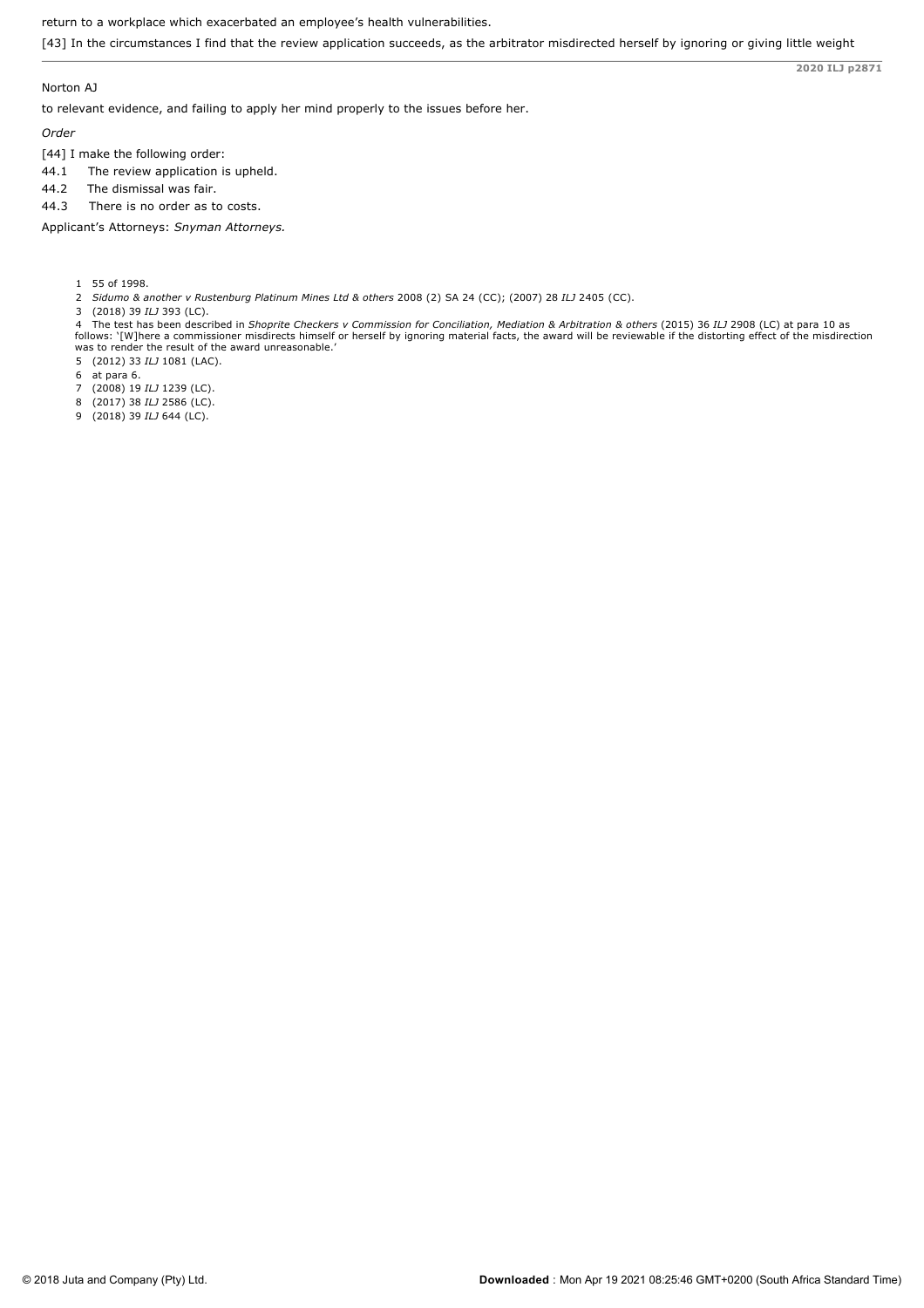return to a workplace which exacerbated an employee's health vulnerabilities.

[43] In the circumstances I find that the review application succeeds, as the arbitrator misdirected herself by ignoring or giving little weight to relevant evidence, and failing to apply her mind properly to the issues before her.

*Order*

[44] I make the following order:

44.1 The review application is upheld.

44.2 The dismissal was fair.

44.3 There is no order as to costs.

Applicant's Attorneys: *Snyman Attorneys.*

---

1 55 of 1998.

2 *Sidumo & another v Rustenburg Platinum Mines Ltd & others* 2008 (2) SA 24 (CC); (2007) 28 *ILJ* 2405 (CC).

3 (2018) 39 *ILJ* 393 (LC).

4 The test has been described in *Shoprite Checkers v Commission for Conciliation, Mediation & Arbitration & others* (2015) 36 *ILJ* 2908 (LC) at para 10 as follows: '[W]here a commissioner misdirects himself or herself by ignoring material facts, the award will be reviewable if the distorting effect of the misdirection was to render the result of the award unreasonable.'

5 (2012) 33 *ILJ* 1081 (LAC).

6 at para 6.

7 (2008) 19 *ILJ* 1239 (LC).

8 (2017) 38 *ILJ* 2586 (LC).

9 (2018) 39 *ILJ* 644 (LC).